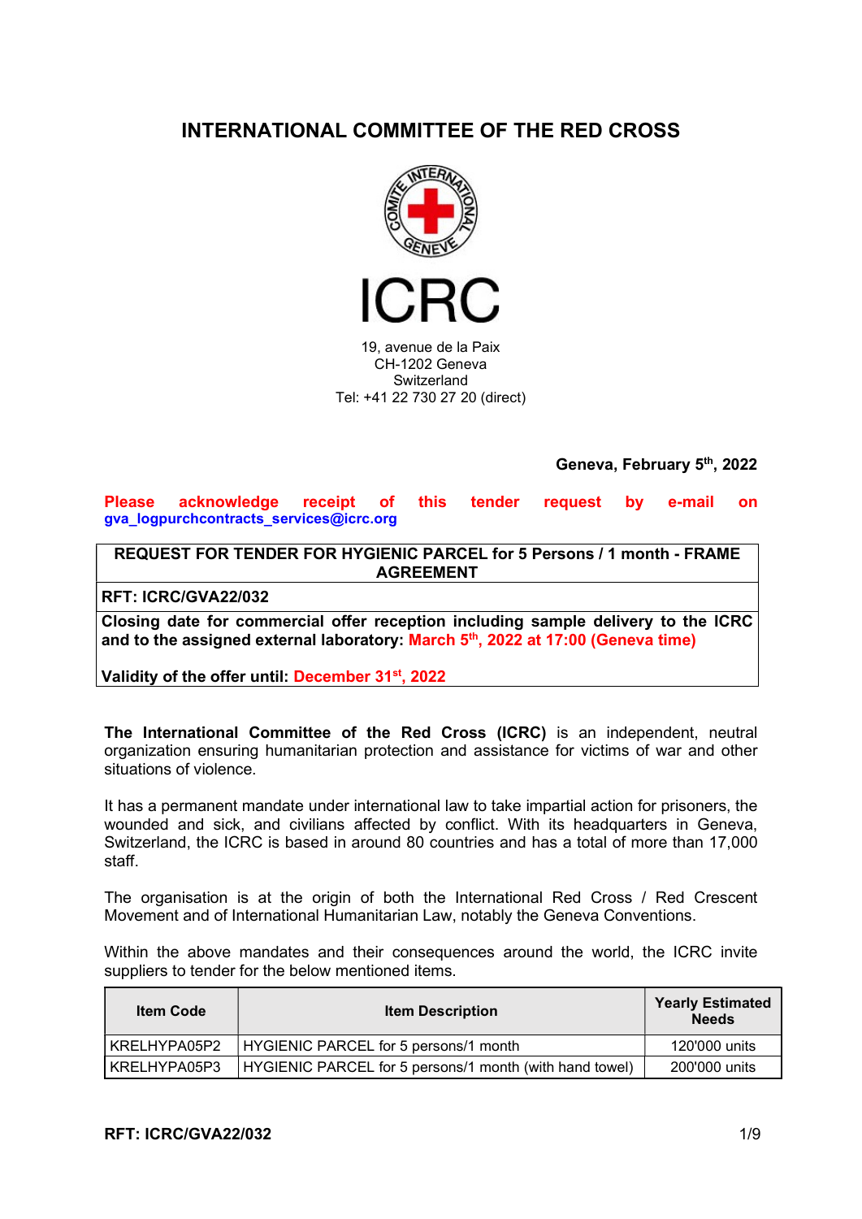# INTERNATIONAL COMMITTEE OF THE RED CROSS

ICRC

19, avenue de la Paix
CH-1202 Geneva
Switzerland
Tel: +41 22 730 27 20 (direct)

**Geneva, February 5th, 2022**

**Please acknowledge receipt of this tender request by e-mail on gva_logpurchcontracts_services@icrc.org**

| **REQUEST FOR TENDER FOR HYGIENIC PARCEL for 5 Persons / 1 month - FRAME AGREEMENT** |
|---|
| **RFT: ICRC/GVA22/032** |
| **Closing date for commercial offer reception including sample delivery to the ICRC and to the assigned external laboratory: March 5th, 2022 at 17:00 (Geneva time)**<br><br>**Validity of the offer until: December 31st, 2022** |

**The International Committee of the Red Cross (ICRC)** is an independent, neutral organization ensuring humanitarian protection and assistance for victims of war and other situations of violence.

It has a permanent mandate under international law to take impartial action for prisoners, the wounded and sick, and civilians affected by conflict. With its headquarters in Geneva, Switzerland, the ICRC is based in around 80 countries and has a total of more than 17,000 staff.

The organisation is at the origin of both the International Red Cross / Red Crescent Movement and of International Humanitarian Law, notably the Geneva Conventions.

Within the above mandates and their consequences around the world, the ICRC invite suppliers to tender for the below mentioned items.

| Item Code | Item Description | Yearly Estimated Needs |
|---|---|---|
| KRELHYPA05P2 | HYGIENIC PARCEL for 5 persons/1 month | 120'000 units |
| KRELHYPA05P3 | HYGIENIC PARCEL for 5 persons/1 month (with hand towel) | 200'000 units |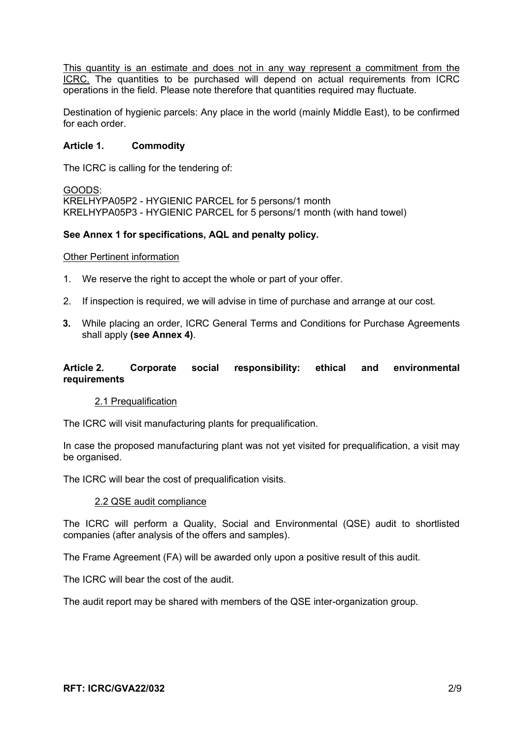This quantity is an estimate and does not in any way represent a commitment from the ICRC. The quantities to be purchased will depend on actual requirements from ICRC operations in the field. Please note therefore that quantities required may fluctuate.

Destination of hygienic parcels: Any place in the world (mainly Middle East), to be confirmed for each order.

## Article 1. Commodity

The ICRC is calling for the tendering of:

GOODS:
KRELHYPA05P2 - HYGIENIC PARCEL for 5 persons/1 month
KRELHYPA05P3 - HYGIENIC PARCEL for 5 persons/1 month (with hand towel)

**See Annex 1 for specifications, AQL and penalty policy.**

Other Pertinent information

1. We reserve the right to accept the whole or part of your offer.
2. If inspection is required, we will advise in time of purchase and arrange at our cost.
3. While placing an order, ICRC General Terms and Conditions for Purchase Agreements shall apply **(see Annex 4)**.

## Article 2. Corporate social responsibility: ethical and environmental requirements

### 2.1 Prequalification

The ICRC will visit manufacturing plants for prequalification.

In case the proposed manufacturing plant was not yet visited for prequalification, a visit may be organised.

The ICRC will bear the cost of prequalification visits.

### 2.2 QSE audit compliance

The ICRC will perform a Quality, Social and Environmental (QSE) audit to shortlisted companies (after analysis of the offers and samples).

The Frame Agreement (FA) will be awarded only upon a positive result of this audit.

The ICRC will bear the cost of the audit.

The audit report may be shared with members of the QSE inter-organization group.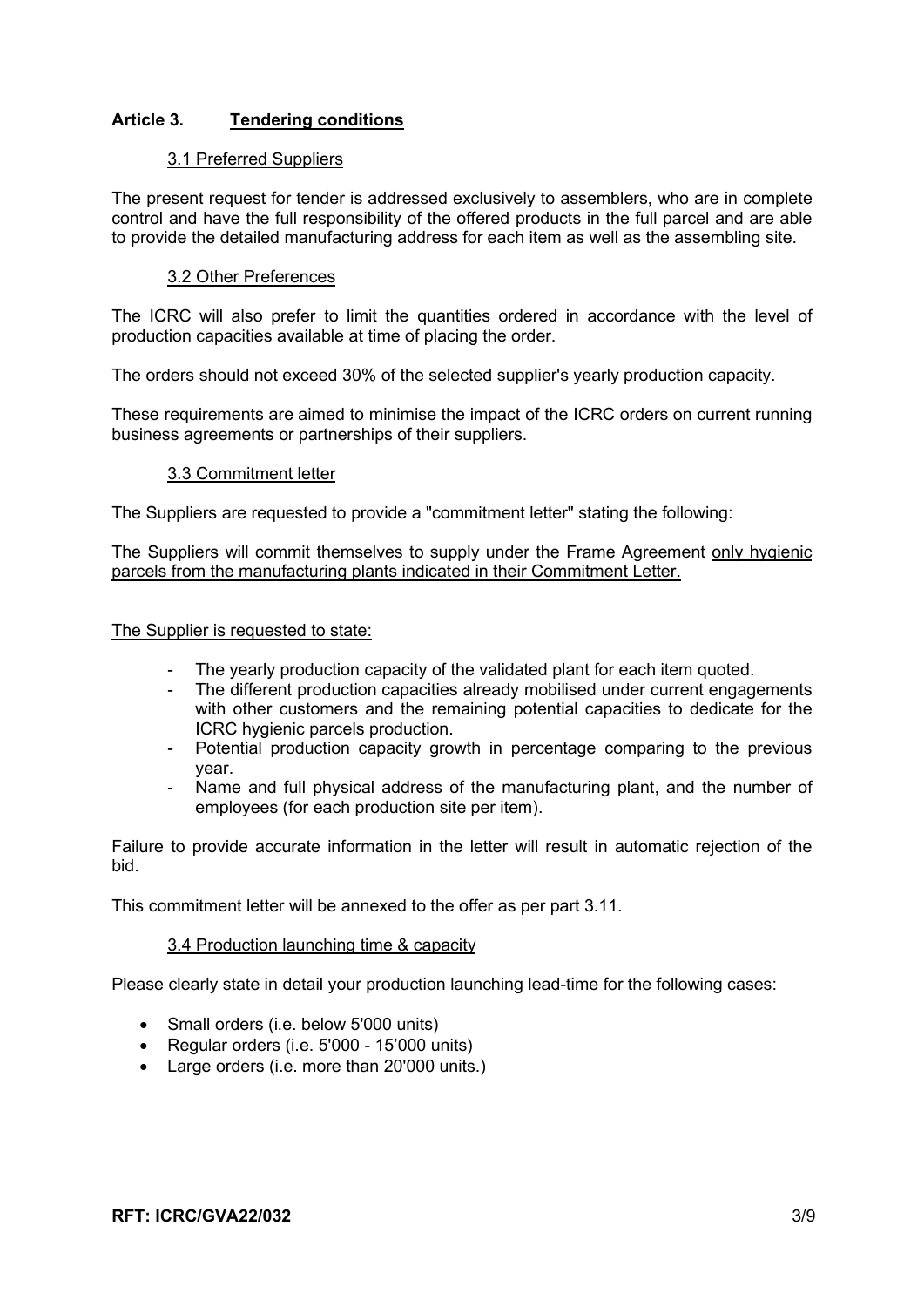## Article 3. Tendering conditions

### 3.1 Preferred Suppliers

The present request for tender is addressed exclusively to assemblers, who are in complete control and have the full responsibility of the offered products in the full parcel and are able to provide the detailed manufacturing address for each item as well as the assembling site.

### 3.2 Other Preferences

The ICRC will also prefer to limit the quantities ordered in accordance with the level of production capacities available at time of placing the order.

The orders should not exceed 30% of the selected supplier's yearly production capacity.

These requirements are aimed to minimise the impact of the ICRC orders on current running business agreements or partnerships of their suppliers.

### 3.3 Commitment letter

The Suppliers are requested to provide a "commitment letter" stating the following:

The Suppliers will commit themselves to supply under the Frame Agreement only hygienic parcels from the manufacturing plants indicated in their Commitment Letter.

The Supplier is requested to state:

- The yearly production capacity of the validated plant for each item quoted.
- The different production capacities already mobilised under current engagements with other customers and the remaining potential capacities to dedicate for the ICRC hygienic parcels production.
- Potential production capacity growth in percentage comparing to the previous year.
- Name and full physical address of the manufacturing plant, and the number of employees (for each production site per item).

Failure to provide accurate information in the letter will result in automatic rejection of the bid.

This commitment letter will be annexed to the offer as per part 3.11.

### 3.4 Production launching time & capacity

Please clearly state in detail your production launching lead-time for the following cases:

- Small orders (i.e. below 5'000 units)
- Regular orders (i.e. 5'000 - 15'000 units)
- Large orders (i.e. more than 20'000 units.)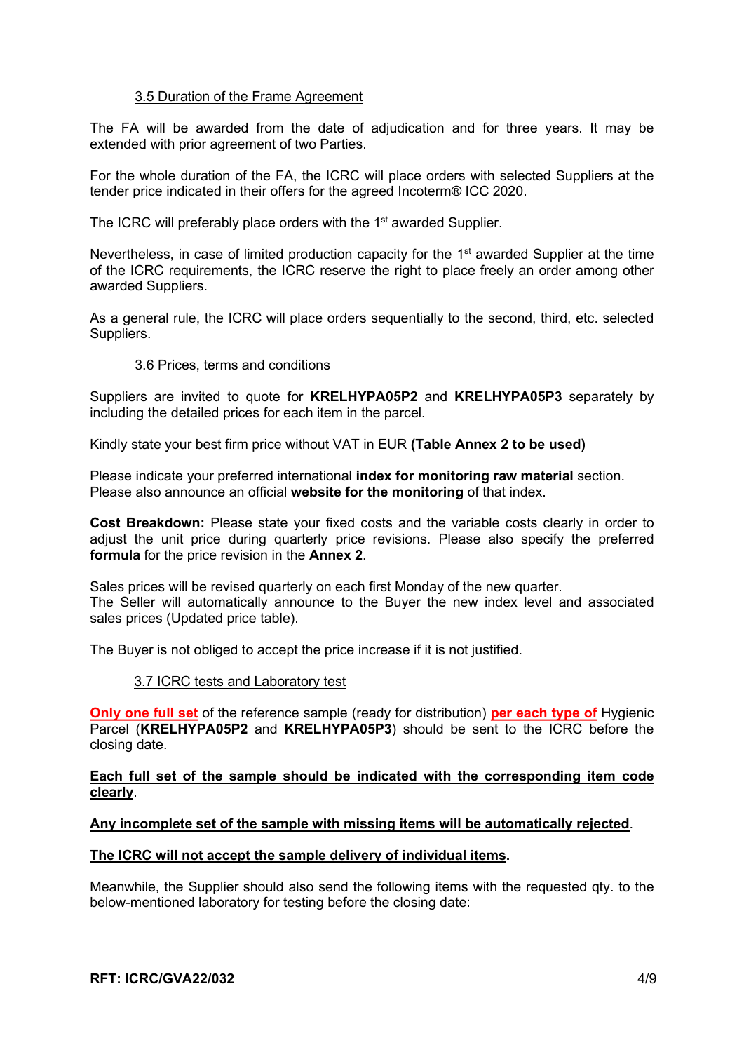### 3.5 Duration of the Frame Agreement

The FA will be awarded from the date of adjudication and for three years. It may be extended with prior agreement of two Parties.

For the whole duration of the FA, the ICRC will place orders with selected Suppliers at the tender price indicated in their offers for the agreed Incoterm® ICC 2020.

The ICRC will preferably place orders with the 1st awarded Supplier.

Nevertheless, in case of limited production capacity for the 1st awarded Supplier at the time of the ICRC requirements, the ICRC reserve the right to place freely an order among other awarded Suppliers.

As a general rule, the ICRC will place orders sequentially to the second, third, etc. selected Suppliers.

### 3.6 Prices, terms and conditions

Suppliers are invited to quote for **KRELHYPA05P2** and **KRELHYPA05P3** separately by including the detailed prices for each item in the parcel.

Kindly state your best firm price without VAT in EUR **(Table Annex 2 to be used)**

Please indicate your preferred international **index for monitoring raw material** section.
Please also announce an official **website for the monitoring** of that index.

**Cost Breakdown:** Please state your fixed costs and the variable costs clearly in order to adjust the unit price during quarterly price revisions. Please also specify the preferred **formula** for the price revision in the **Annex 2**.

Sales prices will be revised quarterly on each first Monday of the new quarter.
The Seller will automatically announce to the Buyer the new index level and associated sales prices (Updated price table).

The Buyer is not obliged to accept the price increase if it is not justified.

### 3.7 ICRC tests and Laboratory test

**Only one full set** of the reference sample (ready for distribution) **per each type of** Hygienic Parcel (**KRELHYPA05P2** and **KRELHYPA05P3**) should be sent to the ICRC before the closing date.

**Each full set of the sample should be indicated with the corresponding item code clearly**.

**Any incomplete set of the sample with missing items will be automatically rejected**.

**The ICRC will not accept the sample delivery of individual items.**

Meanwhile, the Supplier should also send the following items with the requested qty. to the below-mentioned laboratory for testing before the closing date: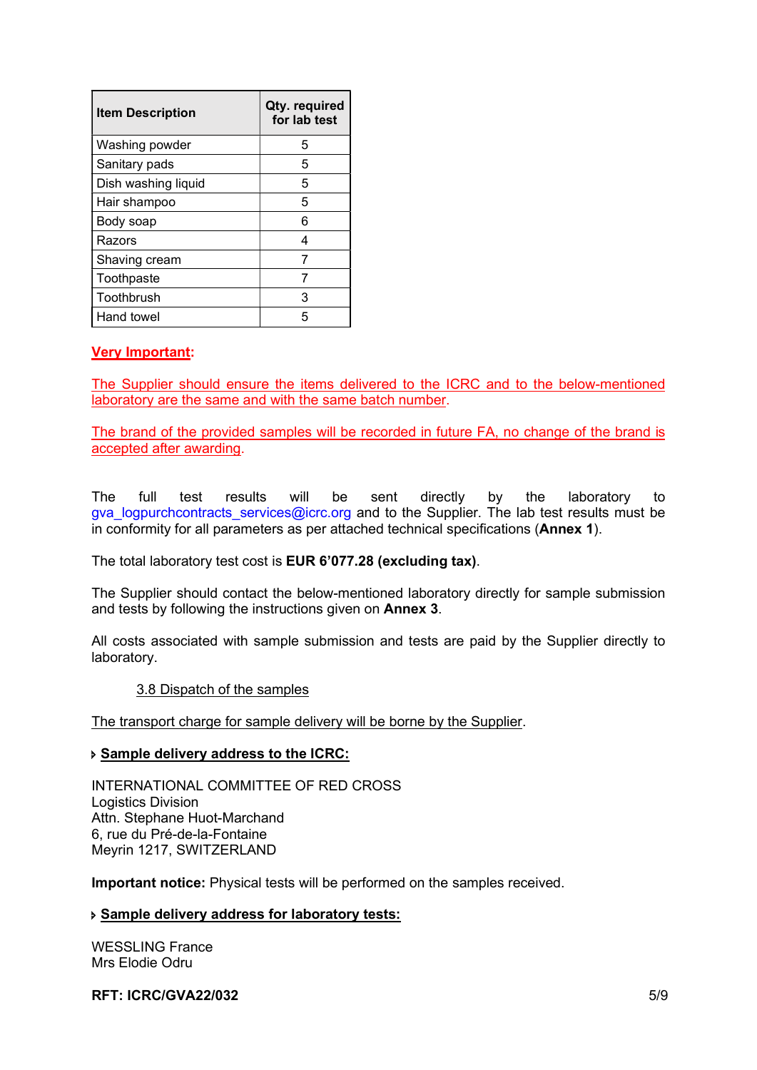| Item Description | Qty. required for lab test |
|---|---|
| Washing powder | 5 |
| Sanitary pads | 5 |
| Dish washing liquid | 5 |
| Hair shampoo | 5 |
| Body soap | 6 |
| Razors | 4 |
| Shaving cream | 7 |
| Toothpaste | 7 |
| Toothbrush | 3 |
| Hand towel | 5 |

**Very Important:**

The Supplier should ensure the items delivered to the ICRC and to the below-mentioned laboratory are the same and with the same batch number.

The brand of the provided samples will be recorded in future FA, no change of the brand is accepted after awarding.

The full test results will be sent directly by the laboratory to gva_logpurchcontracts_services@icrc.org and to the Supplier. The lab test results must be in conformity for all parameters as per attached technical specifications (**Annex 1**).

The total laboratory test cost is **EUR 6'077.28 (excluding tax)**.

The Supplier should contact the below-mentioned laboratory directly for sample submission and tests by following the instructions given on **Annex 3**.

All costs associated with sample submission and tests are paid by the Supplier directly to laboratory.

### 3.8 Dispatch of the samples

The transport charge for sample delivery will be borne by the Supplier.

- **Sample delivery address to the ICRC:**

INTERNATIONAL COMMITTEE OF RED CROSS
Logistics Division
Attn. Stephane Huot-Marchand
6, rue du Pré-de-la-Fontaine
Meyrin 1217, SWITZERLAND

**Important notice:** Physical tests will be performed on the samples received.

- **Sample delivery address for laboratory tests:**

WESSLING France
Mrs Elodie Odru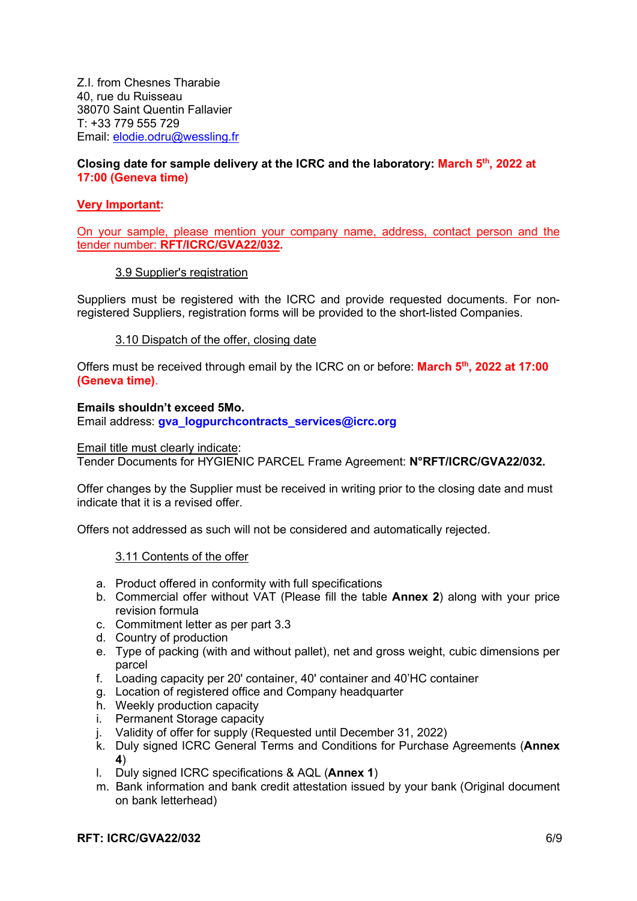Z.I. from Chesnes Tharabie
40, rue du Ruisseau
38070 Saint Quentin Fallavier
T: +33 779 555 729
Email: elodie.odru@wessling.fr

**Closing date for sample delivery at the ICRC and the laboratory: March 5th, 2022 at 17:00 (Geneva time)**

**Very Important:**

On your sample, please mention your company name, address, contact person and the tender number: **RFT/ICRC/GVA22/032.**

### 3.9 Supplier's registration

Suppliers must be registered with the ICRC and provide requested documents. For non-registered Suppliers, registration forms will be provided to the short-listed Companies.

### 3.10 Dispatch of the offer, closing date

Offers must be received through email by the ICRC on or before: **March 5th, 2022 at 17:00 (Geneva time)**.

**Emails shouldn't exceed 5Mo.**
Email address: **gva_logpurchcontracts_services@icrc.org**

Email title must clearly indicate:
Tender Documents for HYGIENIC PARCEL Frame Agreement: **N°RFT/ICRC/GVA22/032.**

Offer changes by the Supplier must be received in writing prior to the closing date and must indicate that it is a revised offer.

Offers not addressed as such will not be considered and automatically rejected.

### 3.11 Contents of the offer

a. Product offered in conformity with full specifications
b. Commercial offer without VAT (Please fill the table **Annex 2**) along with your price revision formula
c. Commitment letter as per part 3.3
d. Country of production
e. Type of packing (with and without pallet), net and gross weight, cubic dimensions per parcel
f. Loading capacity per 20' container, 40' container and 40'HC container
g. Location of registered office and Company headquarter
h. Weekly production capacity
i. Permanent Storage capacity
j. Validity of offer for supply (Requested until December 31, 2022)
k. Duly signed ICRC General Terms and Conditions for Purchase Agreements (**Annex 4**)
l. Duly signed ICRC specifications & AQL (**Annex 1**)
m. Bank information and bank credit attestation issued by your bank (Original document on bank letterhead)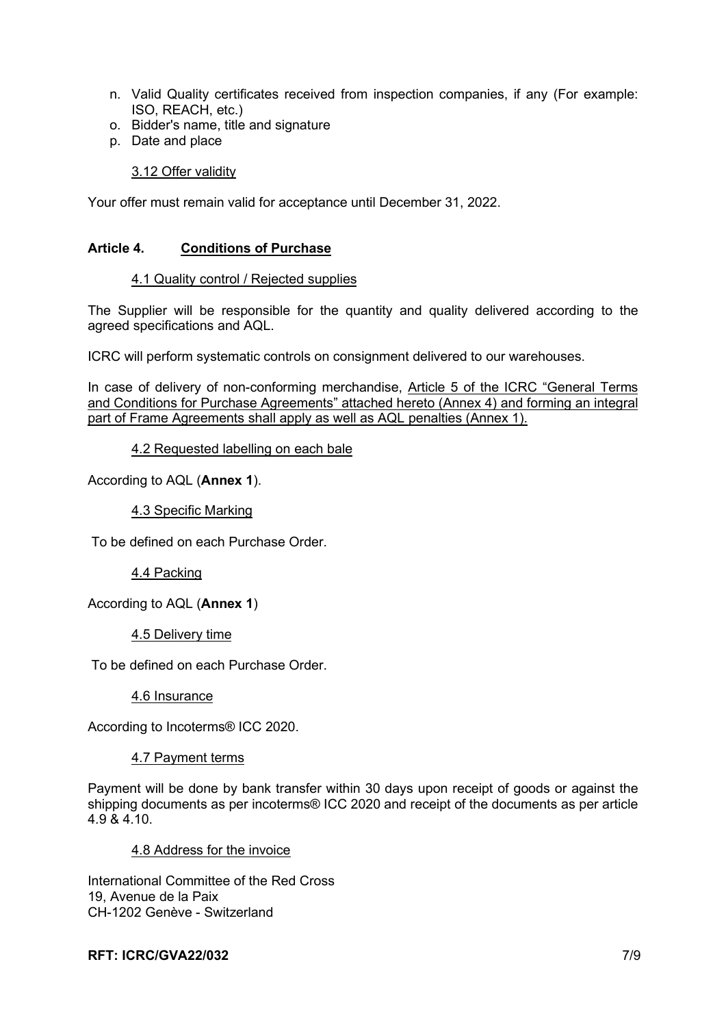n. Valid Quality certificates received from inspection companies, if any (For example: ISO, REACH, etc.)
o. Bidder's name, title and signature
p. Date and place

3.12 Offer validity

Your offer must remain valid for acceptance until December 31, 2022.

## Article 4. Conditions of Purchase

4.1 Quality control / Rejected supplies

The Supplier will be responsible for the quantity and quality delivered according to the agreed specifications and AQL.

ICRC will perform systematic controls on consignment delivered to our warehouses.

In case of delivery of non-conforming merchandise, Article 5 of the ICRC "General Terms and Conditions for Purchase Agreements" attached hereto (Annex 4) and forming an integral part of Frame Agreements shall apply as well as AQL penalties (Annex 1).

4.2 Requested labelling on each bale

According to AQL (**Annex 1**).

4.3 Specific Marking

To be defined on each Purchase Order.

4.4 Packing

According to AQL (**Annex 1**)

4.5 Delivery time

To be defined on each Purchase Order.

4.6 Insurance

According to Incoterms® ICC 2020.

4.7 Payment terms

Payment will be done by bank transfer within 30 days upon receipt of goods or against the shipping documents as per incoterms® ICC 2020 and receipt of the documents as per article 4.9 & 4.10.

4.8 Address for the invoice

International Committee of the Red Cross
19, Avenue de la Paix
CH-1202 Genève - Switzerland

**RFT: ICRC/GVA22/032**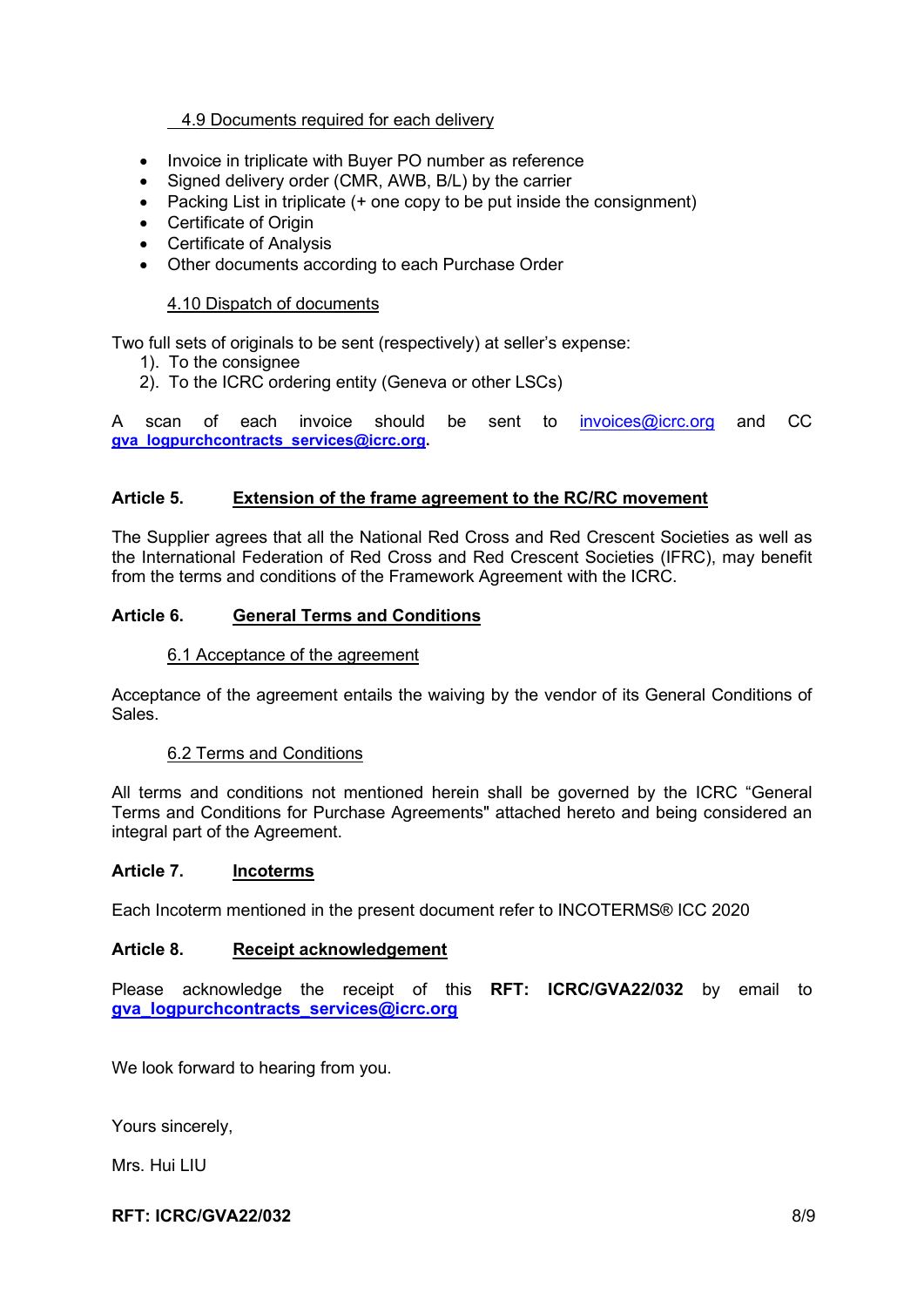### 4.9 Documents required for each delivery

- Invoice in triplicate with Buyer PO number as reference
- Signed delivery order (CMR, AWB, B/L) by the carrier
- Packing List in triplicate (+ one copy to be put inside the consignment)
- Certificate of Origin
- Certificate of Analysis
- Other documents according to each Purchase Order

### 4.10 Dispatch of documents

Two full sets of originals to be sent (respectively) at seller's expense:

1). To the consignee
2). To the ICRC ordering entity (Geneva or other LSCs)

A scan of each invoice should be sent to invoices@icrc.org and CC **gva_logpurchcontracts_services@icrc.org**.

## Article 5. Extension of the frame agreement to the RC/RC movement

The Supplier agrees that all the National Red Cross and Red Crescent Societies as well as the International Federation of Red Cross and Red Crescent Societies (IFRC), may benefit from the terms and conditions of the Framework Agreement with the ICRC.

## Article 6. General Terms and Conditions

### 6.1 Acceptance of the agreement

Acceptance of the agreement entails the waiving by the vendor of its General Conditions of Sales.

### 6.2 Terms and Conditions

All terms and conditions not mentioned herein shall be governed by the ICRC "General Terms and Conditions for Purchase Agreements" attached hereto and being considered an integral part of the Agreement.

## Article 7. Incoterms

Each Incoterm mentioned in the present document refer to INCOTERMS® ICC 2020

## Article 8. Receipt acknowledgement

Please acknowledge the receipt of this **RFT: ICRC/GVA22/032** by email to **gva_logpurchcontracts_services@icrc.org**

We look forward to hearing from you.

Yours sincerely,

Mrs. Hui LIU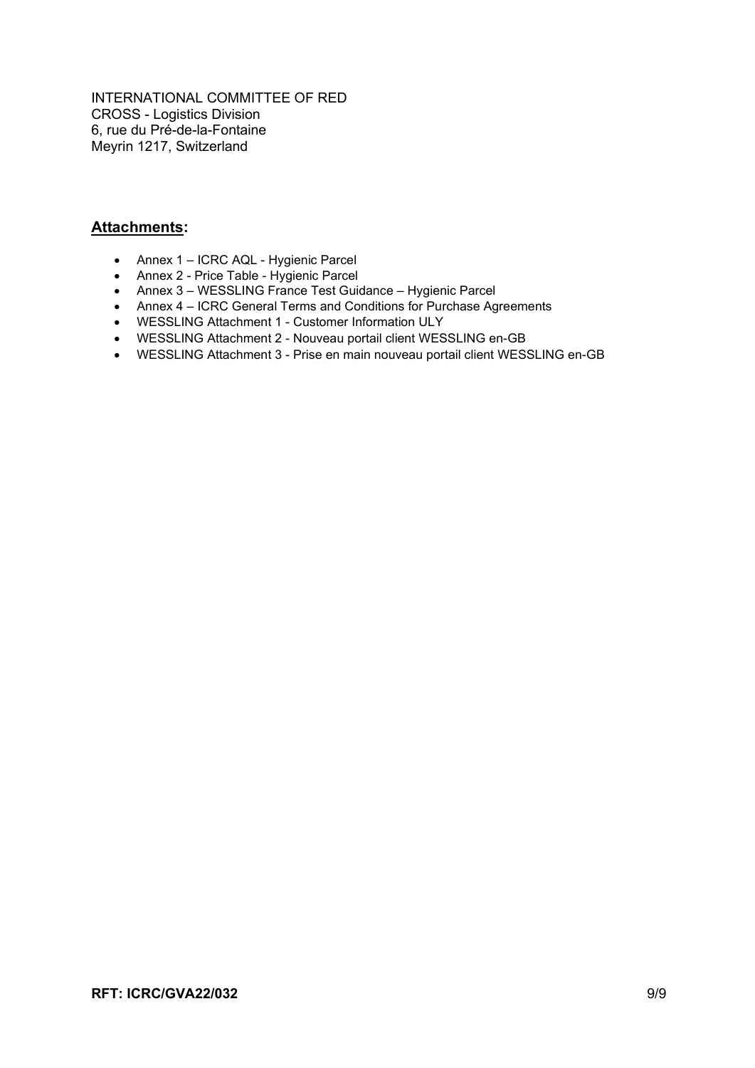INTERNATIONAL COMMITTEE OF RED
CROSS - Logistics Division
6, rue du Pré-de-la-Fontaine
Meyrin 1217, Switzerland

**Attachments:**

- Annex 1 – ICRC AQL - Hygienic Parcel
- Annex 2 - Price Table - Hygienic Parcel
- Annex 3 – WESSLING France Test Guidance – Hygienic Parcel
- Annex 4 – ICRC General Terms and Conditions for Purchase Agreements
- WESSLING Attachment 1 - Customer Information ULY
- WESSLING Attachment 2 - Nouveau portail client WESSLING en-GB
- WESSLING Attachment 3 - Prise en main nouveau portail client WESSLING en-GB

**RFT: ICRC/GVA22/032**